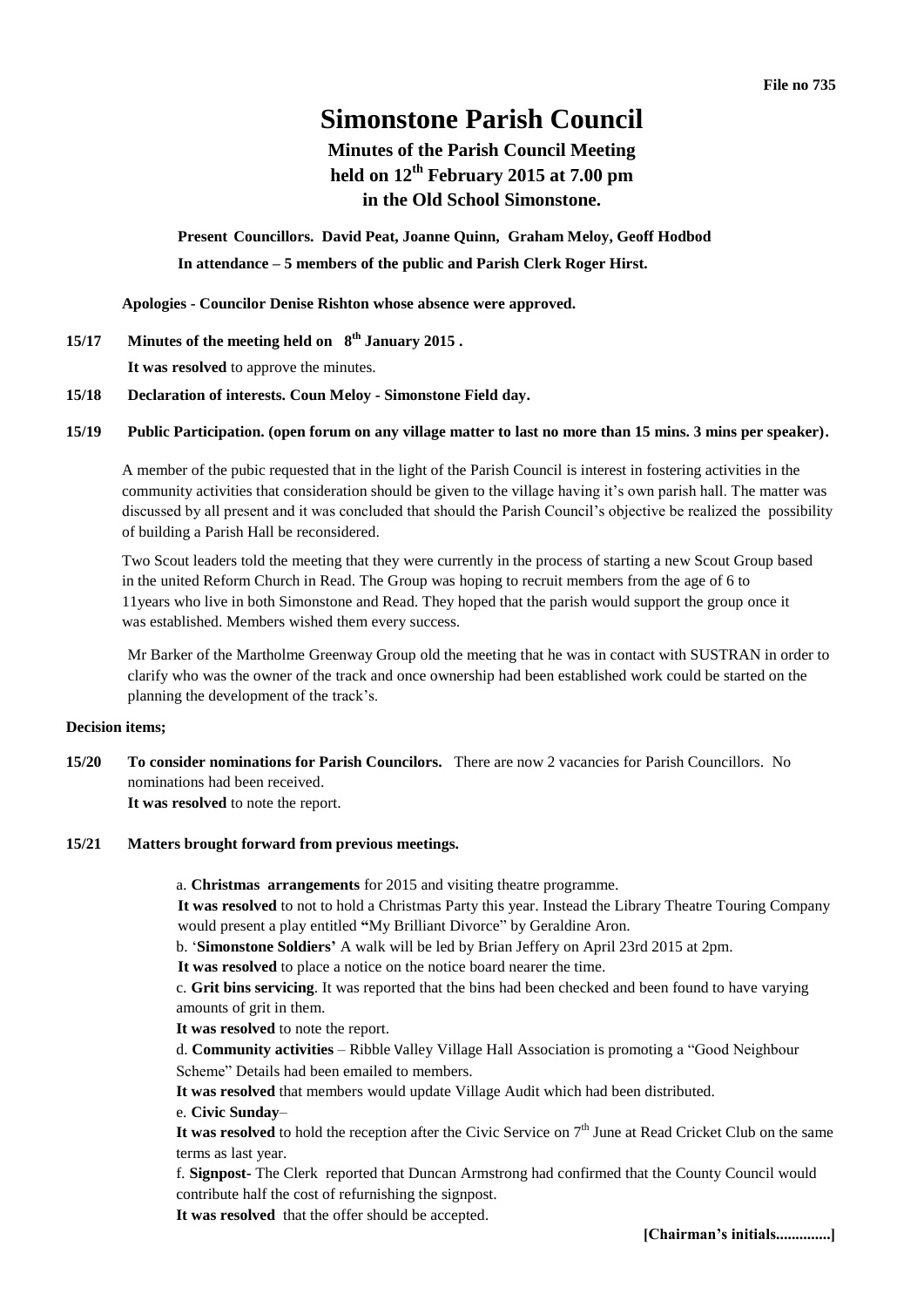File no 735

# Simonstone Parish Council

## Minutes of the Parish Council Meeting held on 12th February 2015 at 7.00 pm in the Old School Simonstone.

**Present Councillors. David Peat, Joanne Quinn, Graham Meloy, Geoff Hodbod**

**In attendance – 5 members of the public and Parish Clerk Roger Hirst.**

**Apologies - Councilor Denise Rishton whose absence were approved.**

**15/17 Minutes of the meeting held on 8th January 2015 .**

**It was resolved** to approve the minutes.

**15/18 Declaration of interests. Coun Meloy - Simonstone Field day.**

**15/19 Public Participation. (open forum on any village matter to last no more than 15 mins. 3 mins per speaker).**

A member of the pubic requested that in the light of the Parish Council is interest in fostering activities in the community activities that consideration should be given to the village having it's own parish hall. The matter was discussed by all present and it was concluded that should the Parish Council's objective be realized the possibility of building a Parish Hall be reconsidered.

Two Scout leaders told the meeting that they were currently in the process of starting a new Scout Group based in the united Reform Church in Read. The Group was hoping to recruit members from the age of 6 to 11years who live in both Simonstone and Read. They hoped that the parish would support the group once it was established. Members wished them every success.

Mr Barker of the Martholme Greenway Group old the meeting that he was in contact with SUSTRAN in order to clarify who was the owner of the track and once ownership had been established work could be started on the planning the development of the track's.

**Decision items;**

**15/20 To consider nominations for Parish Councilors.** There are now 2 vacancies for Parish Councillors. No nominations had been received.
**It was resolved** to note the report.

**15/21 Matters brought forward from previous meetings.**

a. **Christmas arrangements** for 2015 and visiting theatre programme.
**It was resolved** to not to hold a Christmas Party this year. Instead the Library Theatre Touring Company would present a play entitled **"**My Brilliant Divorce" by Geraldine Aron.

b. '**Simonstone Soldiers'** A walk will be led by Brian Jeffery on April 23rd 2015 at 2pm.
**It was resolved** to place a notice on the notice board nearer the time.

c. **Grit bins servicing**. It was reported that the bins had been checked and been found to have varying amounts of grit in them.
**It was resolved** to note the report.

d. **Community activities** – Ribble Valley Village Hall Association is promoting a "Good Neighbour Scheme" Details had been emailed to members.
**It was resolved** that members would update Village Audit which had been distributed.

e. **Civic Sunday**–
**It was resolved** to hold the reception after the Civic Service on 7th June at Read Cricket Club on the same terms as last year.

f. **Signpost-** The Clerk reported that Duncan Armstrong had confirmed that the County Council would contribute half the cost of refurnishing the signpost.
**It was resolved** that the offer should be accepted.

**[Chairman's initials.............]**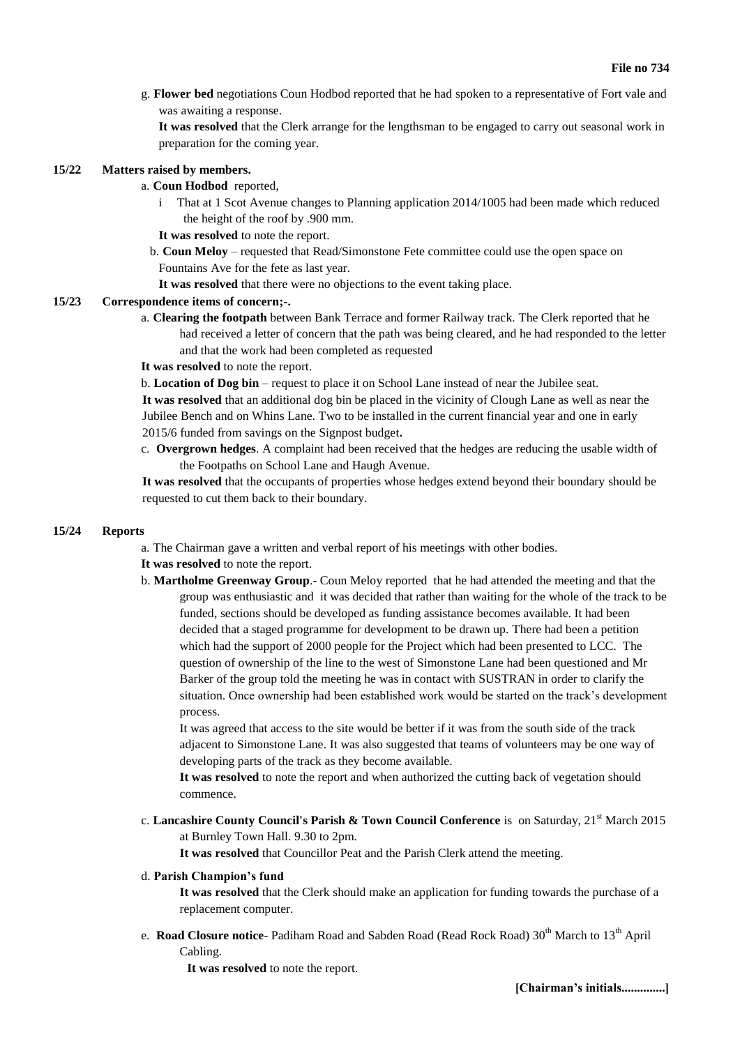g. **Flower bed** negotiations Coun Hodbod reported that he had spoken to a representative of Fort vale and was awaiting a response.

**It was resolved** that the Clerk arrange for the lengthsman to be engaged to carry out seasonal work in preparation for the coming year.

**15/22 Matters raised by members.**

a. **Coun Hodbod** reported,

i That at 1 Scot Avenue changes to Planning application 2014/1005 had been made which reduced the height of the roof by .900 mm.

**It was resolved** to note the report.

b. **Coun Meloy** – requested that Read/Simonstone Fete committee could use the open space on Fountains Ave for the fete as last year.

**It was resolved** that there were no objections to the event taking place.

**15/23 Correspondence items of concern;-.**

a. **Clearing the footpath** between Bank Terrace and former Railway track. The Clerk reported that he had received a letter of concern that the path was being cleared, and he had responded to the letter and that the work had been completed as requested

**It was resolved** to note the report.

b. **Location of Dog bin** – request to place it on School Lane instead of near the Jubilee seat.

**It was resolved** that an additional dog bin be placed in the vicinity of Clough Lane as well as near the Jubilee Bench and on Whins Lane. Two to be installed in the current financial year and one in early 2015/6 funded from savings on the Signpost budget**.**

c. **Overgrown hedges**. A complaint had been received that the hedges are reducing the usable width of the Footpaths on School Lane and Haugh Avenue.

**It was resolved** that the occupants of properties whose hedges extend beyond their boundary should be requested to cut them back to their boundary.

**15/24 Reports**

a. The Chairman gave a written and verbal report of his meetings with other bodies.

**It was resolved** to note the report.

b. **Martholme Greenway Group**.- Coun Meloy reported that he had attended the meeting and that the group was enthusiastic and it was decided that rather than waiting for the whole of the track to be funded, sections should be developed as funding assistance becomes available. It had been decided that a staged programme for development to be drawn up. There had been a petition which had the support of 2000 people for the Project which had been presented to LCC. The question of ownership of the line to the west of Simonstone Lane had been questioned and Mr Barker of the group told the meeting he was in contact with SUSTRAN in order to clarify the situation. Once ownership had been established work would be started on the track's development process.

It was agreed that access to the site would be better if it was from the south side of the track adjacent to Simonstone Lane. It was also suggested that teams of volunteers may be one way of developing parts of the track as they become available.

**It was resolved** to note the report and when authorized the cutting back of vegetation should commence.

c. **Lancashire County Council's Parish & Town Council Conference** is on Saturday, 21st March 2015 at Burnley Town Hall. 9.30 to 2pm.

**It was resolved** that Councillor Peat and the Parish Clerk attend the meeting.

d. **Parish Champion's fund**

**It was resolved** that the Clerk should make an application for funding towards the purchase of a replacement computer.

e. **Road Closure notice**- Padiham Road and Sabden Road (Read Rock Road) 30th March to 13th April Cabling.

**It was resolved** to note the report.

**[Chairman's initials.............]**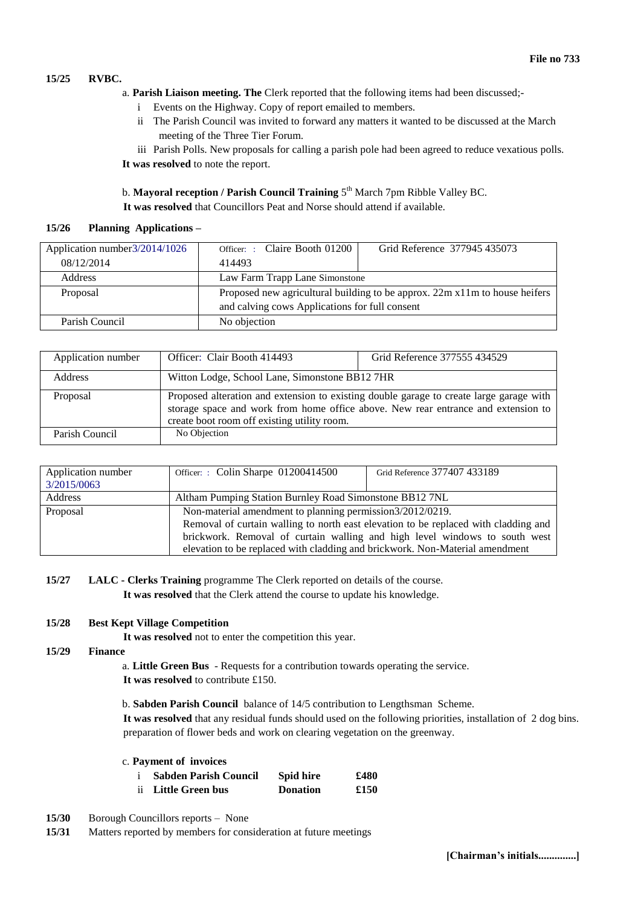**File no 733**

**15/25 RVBC.**

a. **Parish Liaison meeting. The** Clerk reported that the following items had been discussed;-

i Events on the Highway. Copy of report emailed to members.

ii The Parish Council was invited to forward any matters it wanted to be discussed at the March meeting of the Three Tier Forum.

iii Parish Polls. New proposals for calling a parish pole had been agreed to reduce vexatious polls.

**It was resolved** to note the report.

b. **Mayoral reception / Parish Council Training** 5th March 7pm Ribble Valley BC.

**It was resolved** that Councillors Peat and Norse should attend if available.

**15/26 Planning Applications –**

| Application number3/2014/1026 08/12/2014 | Officer: : Claire Booth 01200 414493 | Grid Reference 377945 435073 |
|---|---|---|
| Address | Law Farm Trapp Lane Simonstone | |
| Proposal | Proposed new agricultural building to be approx. 22m x11m to house heifers and calving cows Applications for full consent | |
| Parish Council | No objection | |

| Application number | Officer: Clair Booth 414493 | Grid Reference 377555 434529 |
|---|---|---|
| Address | Witton Lodge, School Lane, Simonstone BB12 7HR | |
| Proposal | Proposed alteration and extension to existing double garage to create large garage with storage space and work from home office above. New rear entrance and extension to create boot room off existing utility room. | |
| Parish Council | No Objection | |

| Application number 3/2015/0063 | Officer: : Colin Sharpe 01200414500 | Grid Reference 377407 433189 |
|---|---|---|
| Address | Altham Pumping Station Burnley Road Simonstone BB12 7NL | |
| Proposal | Non-material amendment to planning permission3/2012/0219. Removal of curtain walling to north east elevation to be replaced with cladding and brickwork. Removal of curtain walling and high level windows to south west elevation to be replaced with cladding and brickwork. Non-Material amendment | |

**15/27 LALC - Clerks Training** programme The Clerk reported on details of the course.

**It was resolved** that the Clerk attend the course to update his knowledge.

**15/28 Best Kept Village Competition**

**It was resolved** not to enter the competition this year.

**15/29 Finance**

a. **Little Green Bus** - Requests for a contribution towards operating the service.

**It was resolved** to contribute £150.

b. **Sabden Parish Council** balance of 14/5 contribution to Lengthsman Scheme.

**It was resolved** that any residual funds should used on the following priorities, installation of 2 dog bins. preparation of flower beds and work on clearing vegetation on the greenway.

c. **Payment of invoices**

| | | | |
|---|---|---|---|
| i | **Sabden Parish Council** | **Spid hire** | **£480** |
| ii | **Little Green bus** | **Donation** | **£150** |

**15/30** Borough Councillors reports – None

**15/31** Matters reported by members for consideration at future meetings

**[Chairman's initials..............]**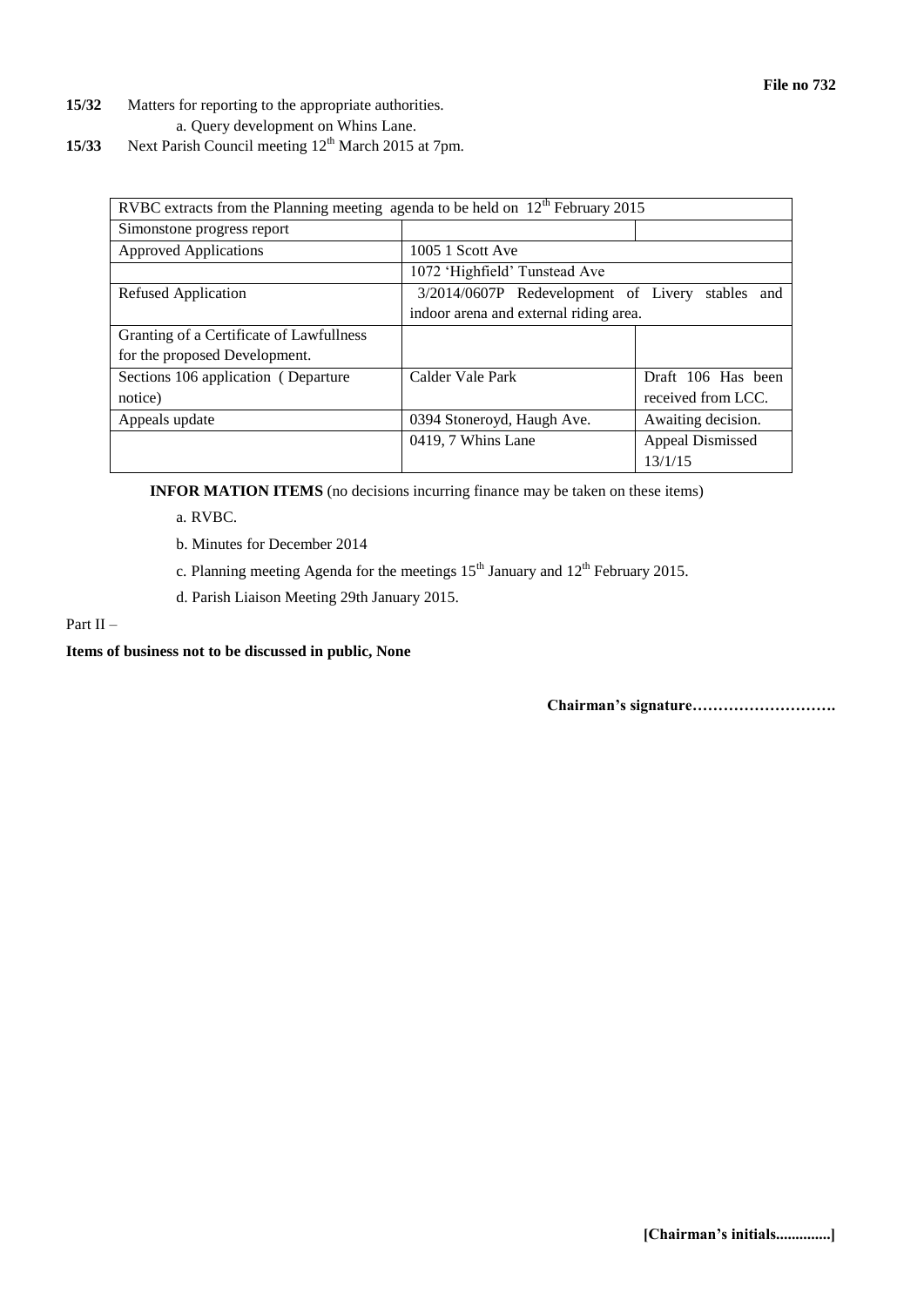**15/32** Matters for reporting to the appropriate authorities.

a. Query development on Whins Lane.

**15/33** Next Parish Council meeting 12th March 2015 at 7pm.

| RVBC extracts from the Planning meeting agenda to be held on 12th February 2015 | | |
|---|---|---|
| Simonstone progress report | | |
| Approved Applications | 1005 1 Scott Ave | |
| | 1072 'Highfield' Tunstead Ave | |
| Refused Application | 3/2014/0607P Redevelopment of Livery stables and indoor arena and external riding area. | |
| Granting of a Certificate of Lawfullness for the proposed Development. | | |
| Sections 106 application ( Departure notice) | Calder Vale Park | Draft 106 Has been received from LCC. |
| Appeals update | 0394 Stoneroyd, Haugh Ave. | Awaiting decision. |
| | 0419, 7 Whins Lane | Appeal Dismissed 13/1/15 |

**INFOR MATION ITEMS** (no decisions incurring finance may be taken on these items)

a. RVBC.

b. Minutes for December 2014

c. Planning meeting Agenda for the meetings 15th January and 12th February 2015.

d. Parish Liaison Meeting 29th January 2015.

Part II –

**Items of business not to be discussed in public, None**

**Chairman's signature……………………….**

**[Chairman's initials..............]**